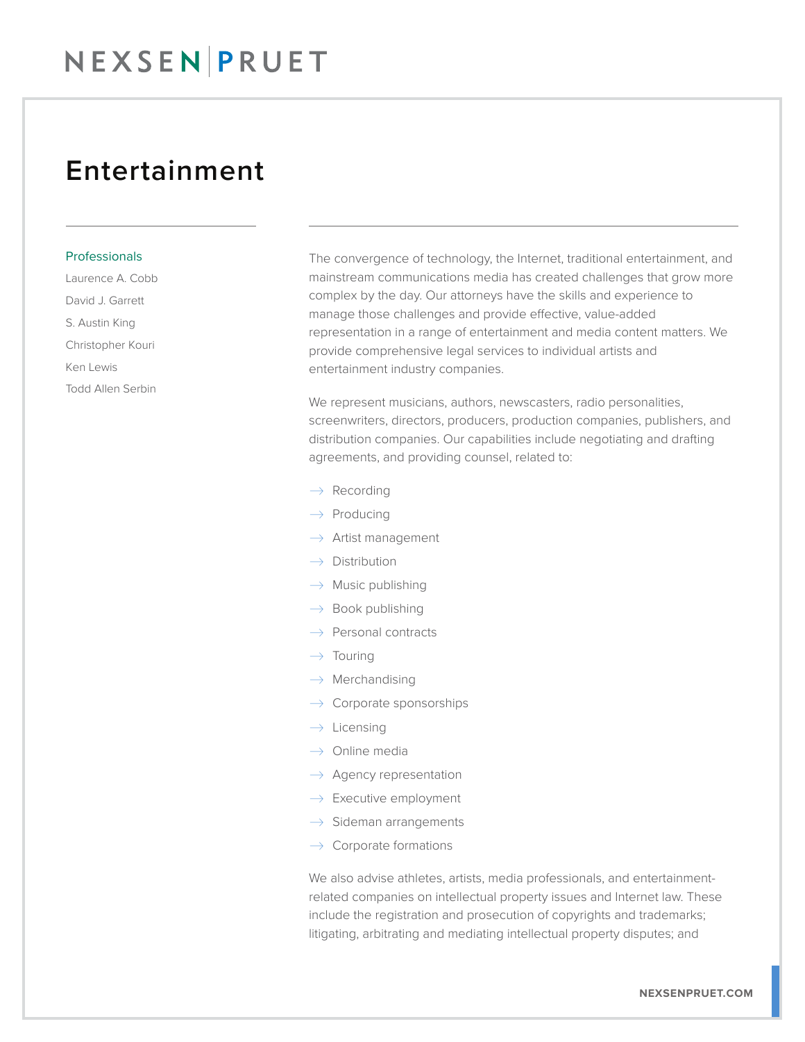# Entertainment

## Professionals

- Laurence A. Cobb
- David J. Garrett
- S. Austin King
- Christopher Kouri
- Ken Lewis
- Todd Allen Serbin

The convergence of technology, the Internet, traditional entertainment, and mainstream communications media has created challenges that grow more complex by the day. Our attorneys have the skills and experience to manage those challenges and provide effective, value-added representation in a range of entertainment and media content matters. We provide comprehensive legal services to individual artists and entertainment industry companies.

We represent musicians, authors, newscasters, radio personalities, screenwriters, directors, producers, production companies, publishers, and distribution companies. Our capabilities include negotiating and drafting agreements, and providing counsel, related to:

- Recording
- Producing
- Artist management
- Distribution
- Music publishing
- Book publishing
- Personal contracts
- Touring
- Merchandising
- Corporate sponsorships
- Licensing
- Online media
- Agency representation
- Executive employment
- Sideman arrangements
- Corporate formations

We also advise athletes, artists, media professionals, and entertainment-related companies on intellectual property issues and Internet law. These include the registration and prosecution of copyrights and trademarks; litigating, arbitrating and mediating intellectual property disputes; and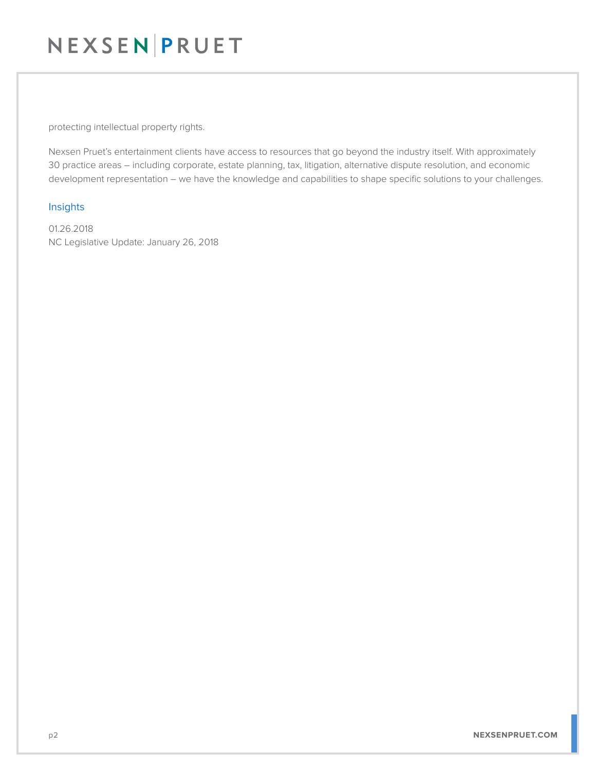protecting intellectual property rights.

Nexsen Pruet's entertainment clients have access to resources that go beyond the industry itself. With approximately 30 practice areas – including corporate, estate planning, tax, litigation, alternative dispute resolution, and economic development representation – we have the knowledge and capabilities to shape specific solutions to your challenges.

## Insights

01.26.2018
NC Legislative Update: January 26, 2018